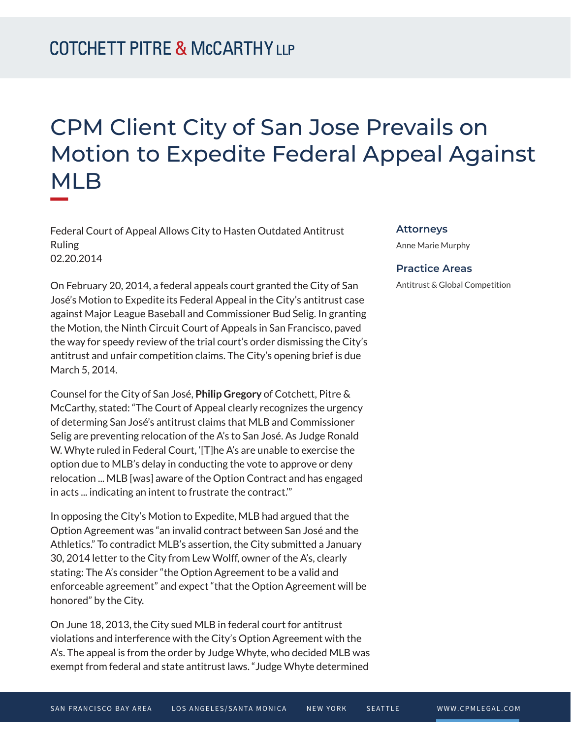# CPM Client City of San Jose Prevails on Motion to Expedite Federal Appeal Against MLB

Federal Court of Appeal Allows City to Hasten Outdated Antitrust Ruling
02.20.2014

**Attorneys**

Anne Marie Murphy

**Practice Areas**

Antitrust & Global Competition

On February 20, 2014, a federal appeals court granted the City of San José's Motion to Expedite its Federal Appeal in the City's antitrust case against Major League Baseball and Commissioner Bud Selig. In granting the Motion, the Ninth Circuit Court of Appeals in San Francisco, paved the way for speedy review of the trial court's order dismissing the City's antitrust and unfair competition claims. The City's opening brief is due March 5, 2014.

Counsel for the City of San José, **Philip Gregory** of Cotchett, Pitre & McCarthy, stated: "The Court of Appeal clearly recognizes the urgency of determing San José's antitrust claims that MLB and Commissioner Selig are preventing relocation of the A's to San José. As Judge Ronald W. Whyte ruled in Federal Court, '[T]he A's are unable to exercise the option due to MLB's delay in conducting the vote to approve or deny relocation ... MLB [was] aware of the Option Contract and has engaged in acts ... indicating an intent to frustrate the contract.'"

In opposing the City's Motion to Expedite, MLB had argued that the Option Agreement was "an invalid contract between San José and the Athletics." To contradict MLB's assertion, the City submitted a January 30, 2014 letter to the City from Lew Wolff, owner of the A's, clearly stating: The A's consider "the Option Agreement to be a valid and enforceable agreement" and expect "that the Option Agreement will be honored" by the City.

On June 18, 2013, the City sued MLB in federal court for antitrust violations and interference with the City's Option Agreement with the A's. The appeal is from the order by Judge Whyte, who decided MLB was exempt from federal and state antitrust laws. "Judge Whyte determined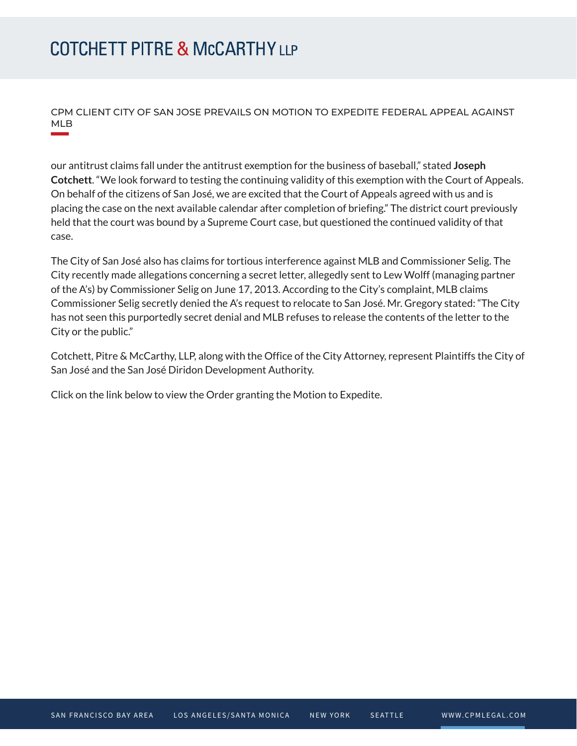our antitrust claims fall under the antitrust exemption for the business of baseball," stated **Joseph Cotchett**. "We look forward to testing the continuing validity of this exemption with the Court of Appeals. On behalf of the citizens of San José, we are excited that the Court of Appeals agreed with us and is placing the case on the next available calendar after completion of briefing." The district court previously held that the court was bound by a Supreme Court case, but questioned the continued validity of that case.

The City of San José also has claims for tortious interference against MLB and Commissioner Selig. The City recently made allegations concerning a secret letter, allegedly sent to Lew Wolff (managing partner of the A's) by Commissioner Selig on June 17, 2013. According to the City's complaint, MLB claims Commissioner Selig secretly denied the A's request to relocate to San José. Mr. Gregory stated: "The City has not seen this purportedly secret denial and MLB refuses to release the contents of the letter to the City or the public."

Cotchett, Pitre & McCarthy, LLP, along with the Office of the City Attorney, represent Plaintiffs the City of San José and the San José Diridon Development Authority.

Click on the link below to view the Order granting the Motion to Expedite.